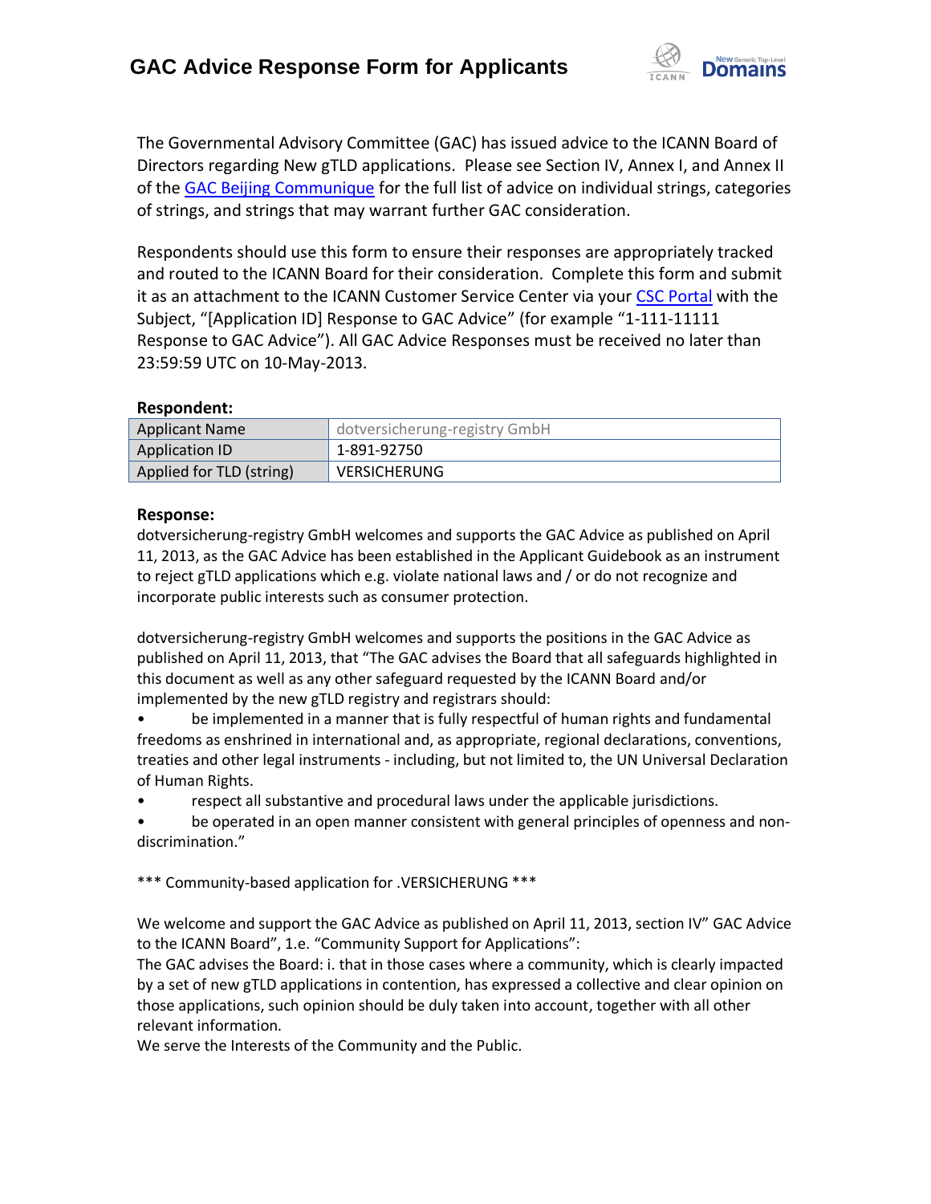# GAC Advice Response Form for Applicants

The Governmental Advisory Committee (GAC) has issued advice to the ICANN Board of Directors regarding New gTLD applications. Please see Section IV, Annex I, and Annex II of the GAC Beijing Communique for the full list of advice on individual strings, categories of strings, and strings that may warrant further GAC consideration.

Respondents should use this form to ensure their responses are appropriately tracked and routed to the ICANN Board for their consideration. Complete this form and submit it as an attachment to the ICANN Customer Service Center via your CSC Portal with the Subject, "[Application ID] Response to GAC Advice" (for example "1-111-11111 Response to GAC Advice"). All GAC Advice Responses must be received no later than 23:59:59 UTC on 10-May-2013.

**Respondent:**

| Applicant Name | dotversicherung-registry GmbH |
|---|---|
| Application ID | 1-891-92750 |
| Applied for TLD (string) | VERSICHERUNG |

**Response:**

dotversicherung-registry GmbH welcomes and supports the GAC Advice as published on April 11, 2013, as the GAC Advice has been established in the Applicant Guidebook as an instrument to reject gTLD applications which e.g. violate national laws and / or do not recognize and incorporate public interests such as consumer protection.

dotversicherung-registry GmbH welcomes and supports the positions in the GAC Advice as published on April 11, 2013, that "The GAC advises the Board that all safeguards highlighted in this document as well as any other safeguard requested by the ICANN Board and/or implemented by the new gTLD registry and registrars should:

- be implemented in a manner that is fully respectful of human rights and fundamental freedoms as enshrined in international and, as appropriate, regional declarations, conventions, treaties and other legal instruments - including, but not limited to, the UN Universal Declaration of Human Rights.
- respect all substantive and procedural laws under the applicable jurisdictions.
- be operated in an open manner consistent with general principles of openness and non-discrimination."

*** Community-based application for .VERSICHERUNG ***

We welcome and support the GAC Advice as published on April 11, 2013, section IV" GAC Advice to the ICANN Board", 1.e. "Community Support for Applications":
The GAC advises the Board: i. that in those cases where a community, which is clearly impacted by a set of new gTLD applications in contention, has expressed a collective and clear opinion on those applications, such opinion should be duly taken into account, together with all other relevant information.
We serve the Interests of the Community and the Public.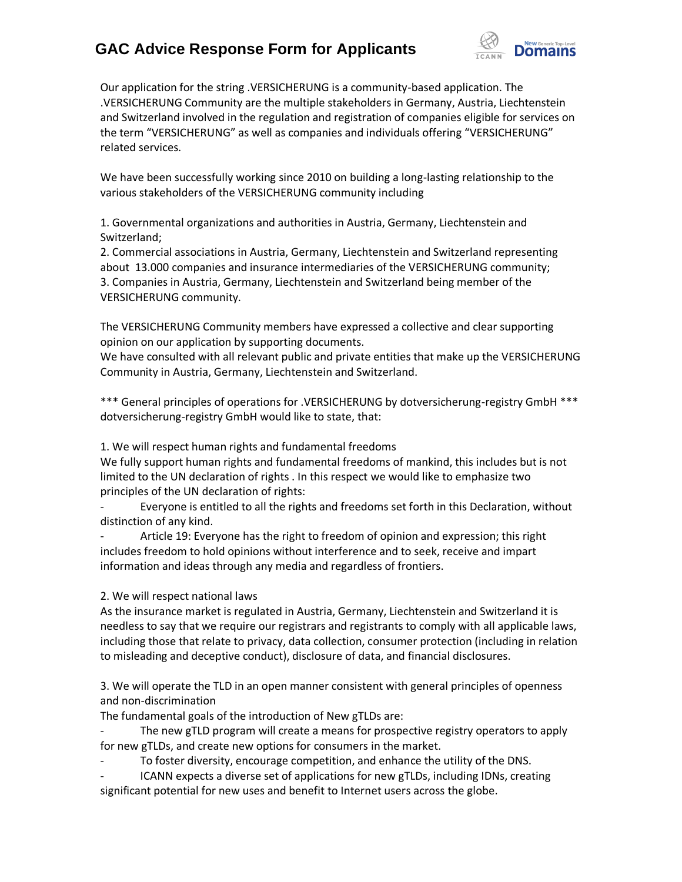Our application for the string .VERSICHERUNG is a community-based application. The .VERSICHERUNG Community are the multiple stakeholders in Germany, Austria, Liechtenstein and Switzerland involved in the regulation and registration of companies eligible for services on the term “VERSICHERUNG” as well as companies and individuals offering “VERSICHERUNG” related services.

We have been successfully working since 2010 on building a long-lasting relationship to the various stakeholders of the VERSICHERUNG community including

1. Governmental organizations and authorities in Austria, Germany, Liechtenstein and Switzerland;
2. Commercial associations in Austria, Germany, Liechtenstein and Switzerland representing about 13.000 companies and insurance intermediaries of the VERSICHERUNG community;
3. Companies in Austria, Germany, Liechtenstein and Switzerland being member of the VERSICHERUNG community.

The VERSICHERUNG Community members have expressed a collective and clear supporting opinion on our application by supporting documents.
We have consulted with all relevant public and private entities that make up the VERSICHERUNG Community in Austria, Germany, Liechtenstein and Switzerland.

*** General principles of operations for .VERSICHERUNG by dotversicherung-registry GmbH ***
dotversicherung-registry GmbH would like to state, that:

1. We will respect human rights and fundamental freedoms
We fully support human rights and fundamental freedoms of mankind, this includes but is not limited to the UN declaration of rights . In this respect we would like to emphasize two principles of the UN declaration of rights:

- Everyone is entitled to all the rights and freedoms set forth in this Declaration, without distinction of any kind.
- Article 19: Everyone has the right to freedom of opinion and expression; this right includes freedom to hold opinions without interference and to seek, receive and impart information and ideas through any media and regardless of frontiers.

2. We will respect national laws
As the insurance market is regulated in Austria, Germany, Liechtenstein and Switzerland it is needless to say that we require our registrars and registrants to comply with all applicable laws, including those that relate to privacy, data collection, consumer protection (including in relation to misleading and deceptive conduct), disclosure of data, and financial disclosures.

3. We will operate the TLD in an open manner consistent with general principles of openness and non-discrimination
The fundamental goals of the introduction of New gTLDs are:

- The new gTLD program will create a means for prospective registry operators to apply for new gTLDs, and create new options for consumers in the market.
- To foster diversity, encourage competition, and enhance the utility of the DNS.
- ICANN expects a diverse set of applications for new gTLDs, including IDNs, creating significant potential for new uses and benefit to Internet users across the globe.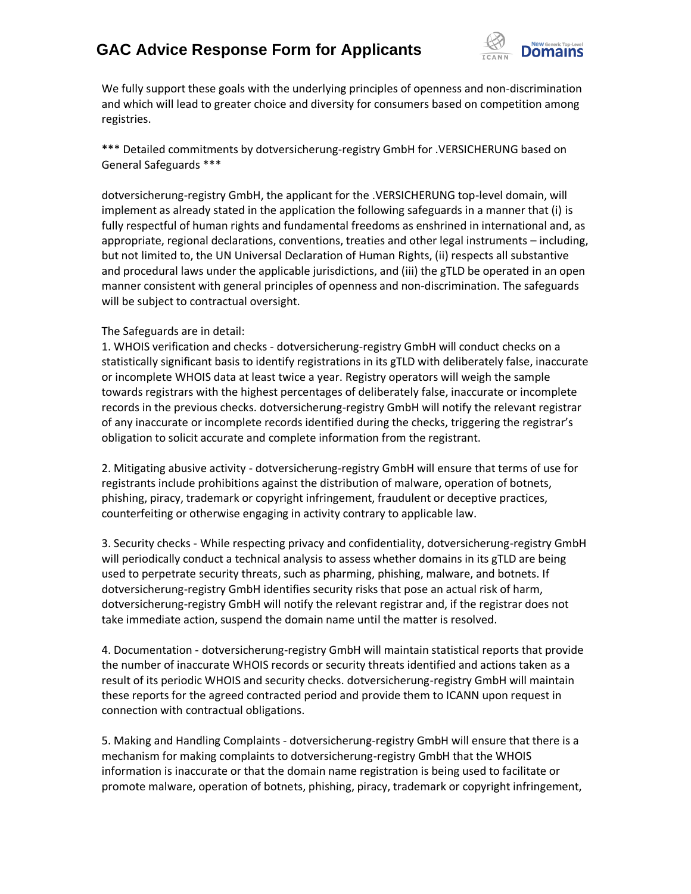We fully support these goals with the underlying principles of openness and non-discrimination and which will lead to greater choice and diversity for consumers based on competition among registries.

*** Detailed commitments by dotversicherung-registry GmbH for .VERSICHERUNG based on General Safeguards ***

dotversicherung-registry GmbH, the applicant for the .VERSICHERUNG top-level domain, will implement as already stated in the application the following safeguards in a manner that (i) is fully respectful of human rights and fundamental freedoms as enshrined in international and, as appropriate, regional declarations, conventions, treaties and other legal instruments – including, but not limited to, the UN Universal Declaration of Human Rights, (ii) respects all substantive and procedural laws under the applicable jurisdictions, and (iii) the gTLD be operated in an open manner consistent with general principles of openness and non-discrimination. The safeguards will be subject to contractual oversight.

The Safeguards are in detail:

1. WHOIS verification and checks - dotversicherung-registry GmbH will conduct checks on a statistically significant basis to identify registrations in its gTLD with deliberately false, inaccurate or incomplete WHOIS data at least twice a year. Registry operators will weigh the sample towards registrars with the highest percentages of deliberately false, inaccurate or incomplete records in the previous checks. dotversicherung-registry GmbH will notify the relevant registrar of any inaccurate or incomplete records identified during the checks, triggering the registrar's obligation to solicit accurate and complete information from the registrant.

2. Mitigating abusive activity - dotversicherung-registry GmbH will ensure that terms of use for registrants include prohibitions against the distribution of malware, operation of botnets, phishing, piracy, trademark or copyright infringement, fraudulent or deceptive practices, counterfeiting or otherwise engaging in activity contrary to applicable law.

3. Security checks - While respecting privacy and confidentiality, dotversicherung-registry GmbH will periodically conduct a technical analysis to assess whether domains in its gTLD are being used to perpetrate security threats, such as pharming, phishing, malware, and botnets. If dotversicherung-registry GmbH identifies security risks that pose an actual risk of harm, dotversicherung-registry GmbH will notify the relevant registrar and, if the registrar does not take immediate action, suspend the domain name until the matter is resolved.

4. Documentation - dotversicherung-registry GmbH will maintain statistical reports that provide the number of inaccurate WHOIS records or security threats identified and actions taken as a result of its periodic WHOIS and security checks. dotversicherung-registry GmbH will maintain these reports for the agreed contracted period and provide them to ICANN upon request in connection with contractual obligations.

5. Making and Handling Complaints - dotversicherung-registry GmbH will ensure that there is a mechanism for making complaints to dotversicherung-registry GmbH that the WHOIS information is inaccurate or that the domain name registration is being used to facilitate or promote malware, operation of botnets, phishing, piracy, trademark or copyright infringement,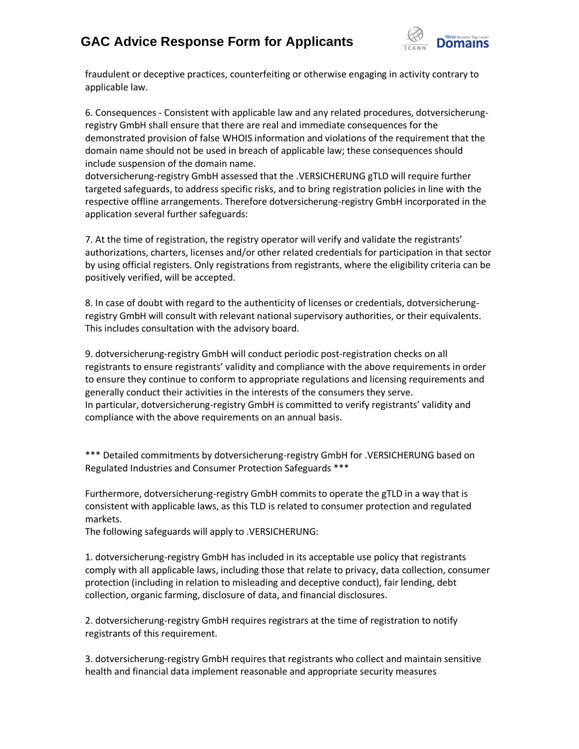fraudulent or deceptive practices, counterfeiting or otherwise engaging in activity contrary to applicable law.

6. Consequences - Consistent with applicable law and any related procedures, dotversicherung-registry GmbH shall ensure that there are real and immediate consequences for the demonstrated provision of false WHOIS information and violations of the requirement that the domain name should not be used in breach of applicable law; these consequences should include suspension of the domain name.
dotversicherung-registry GmbH assessed that the .VERSICHERUNG gTLD will require further targeted safeguards, to address specific risks, and to bring registration policies in line with the respective offline arrangements. Therefore dotversicherung-registry GmbH incorporated in the application several further safeguards:

7. At the time of registration, the registry operator will verify and validate the registrants' authorizations, charters, licenses and/or other related credentials for participation in that sector by using official registers. Only registrations from registrants, where the eligibility criteria can be positively verified, will be accepted.

8. In case of doubt with regard to the authenticity of licenses or credentials, dotversicherung-registry GmbH will consult with relevant national supervisory authorities, or their equivalents. This includes consultation with the advisory board.

9. dotversicherung-registry GmbH will conduct periodic post-registration checks on all registrants to ensure registrants' validity and compliance with the above requirements in order to ensure they continue to conform to appropriate regulations and licensing requirements and generally conduct their activities in the interests of the consumers they serve.
In particular, dotversicherung-registry GmbH is committed to verify registrants' validity and compliance with the above requirements on an annual basis.

*** Detailed commitments by dotversicherung-registry GmbH for .VERSICHERUNG based on Regulated Industries and Consumer Protection Safeguards ***

Furthermore, dotversicherung-registry GmbH commits to operate the gTLD in a way that is consistent with applicable laws, as this TLD is related to consumer protection and regulated markets.
The following safeguards will apply to .VERSICHERUNG:

1. dotversicherung-registry GmbH has included in its acceptable use policy that registrants comply with all applicable laws, including those that relate to privacy, data collection, consumer protection (including in relation to misleading and deceptive conduct), fair lending, debt collection, organic farming, disclosure of data, and financial disclosures.

2. dotversicherung-registry GmbH requires registrars at the time of registration to notify registrants of this requirement.

3. dotversicherung-registry GmbH requires that registrants who collect and maintain sensitive health and financial data implement reasonable and appropriate security measures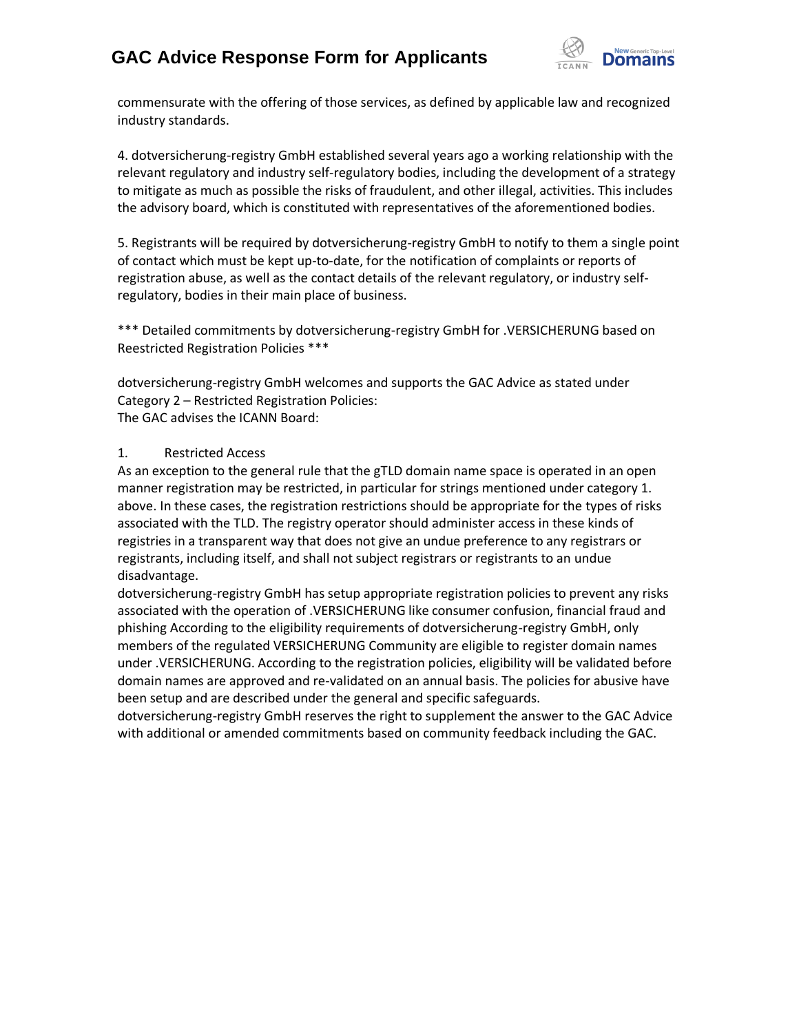commensurate with the offering of those services, as defined by applicable law and recognized industry standards.

4. dotversicherung-registry GmbH established several years ago a working relationship with the relevant regulatory and industry self-regulatory bodies, including the development of a strategy to mitigate as much as possible the risks of fraudulent, and other illegal, activities. This includes the advisory board, which is constituted with representatives of the aforementioned bodies.

5. Registrants will be required by dotversicherung-registry GmbH to notify to them a single point of contact which must be kept up-to-date, for the notification of complaints or reports of registration abuse, as well as the contact details of the relevant regulatory, or industry self-regulatory, bodies in their main place of business.

*** Detailed commitments by dotversicherung-registry GmbH for .VERSICHERUNG based on Reestricted Registration Policies ***

dotversicherung-registry GmbH welcomes and supports the GAC Advice as stated under Category 2 – Restricted Registration Policies:
The GAC advises the ICANN Board:

1. Restricted Access
As an exception to the general rule that the gTLD domain name space is operated in an open manner registration may be restricted, in particular for strings mentioned under category 1. above. In these cases, the registration restrictions should be appropriate for the types of risks associated with the TLD. The registry operator should administer access in these kinds of registries in a transparent way that does not give an undue preference to any registrars or registrants, including itself, and shall not subject registrars or registrants to an undue disadvantage.
dotversicherung-registry GmbH has setup appropriate registration policies to prevent any risks associated with the operation of .VERSICHERUNG like consumer confusion, financial fraud and phishing According to the eligibility requirements of dotversicherung-registry GmbH, only members of the regulated VERSICHERUNG Community are eligible to register domain names under .VERSICHERUNG. According to the registration policies, eligibility will be validated before domain names are approved and re-validated on an annual basis. The policies for abusive have been setup and are described under the general and specific safeguards.
dotversicherung-registry GmbH reserves the right to supplement the answer to the GAC Advice with additional or amended commitments based on community feedback including the GAC.